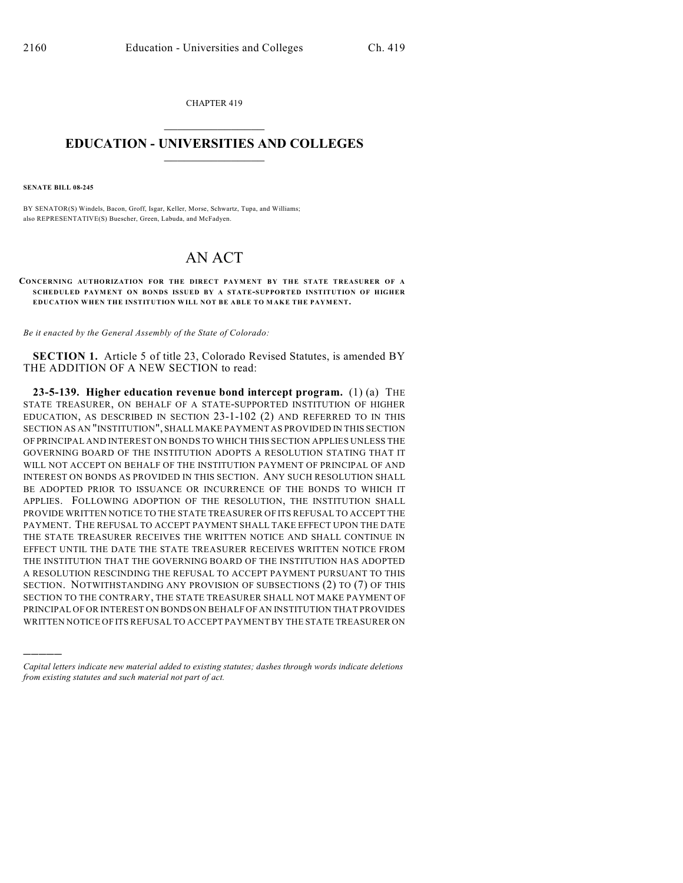CHAPTER 419

# EDUCATION - UNIVERSITIES AND COLLEGES

**SENATE BILL 08-245**

BY SENATOR(S) Windels, Bacon, Groff, Isgar, Keller, Morse, Schwartz, Tupa, and Williams;
also REPRESENTATIVE(S) Buescher, Green, Labuda, and McFadyen.

# AN ACT

**CONCERNING AUTHORIZATION FOR THE DIRECT PAYMENT BY THE STATE TREASURER OF A SCHEDULED PAYMENT ON BONDS ISSUED BY A STATE-SUPPORTED INSTITUTION OF HIGHER EDUCATION WHEN THE INSTITUTION WILL NOT BE ABLE TO MAKE THE PAYMENT.**

*Be it enacted by the General Assembly of the State of Colorado:*

**SECTION 1.** Article 5 of title 23, Colorado Revised Statutes, is amended BY THE ADDITION OF A NEW SECTION to read:

**23-5-139. Higher education revenue bond intercept program.** (1) (a) THE STATE TREASURER, ON BEHALF OF A STATE-SUPPORTED INSTITUTION OF HIGHER EDUCATION, AS DESCRIBED IN SECTION 23-1-102 (2) AND REFERRED TO IN THIS SECTION AS AN "INSTITUTION", SHALL MAKE PAYMENT AS PROVIDED IN THIS SECTION OF PRINCIPAL AND INTEREST ON BONDS TO WHICH THIS SECTION APPLIES UNLESS THE GOVERNING BOARD OF THE INSTITUTION ADOPTS A RESOLUTION STATING THAT IT WILL NOT ACCEPT ON BEHALF OF THE INSTITUTION PAYMENT OF PRINCIPAL OF AND INTEREST ON BONDS AS PROVIDED IN THIS SECTION. ANY SUCH RESOLUTION SHALL BE ADOPTED PRIOR TO ISSUANCE OR INCURRENCE OF THE BONDS TO WHICH IT APPLIES. FOLLOWING ADOPTION OF THE RESOLUTION, THE INSTITUTION SHALL PROVIDE WRITTEN NOTICE TO THE STATE TREASURER OF ITS REFUSAL TO ACCEPT THE PAYMENT. THE REFUSAL TO ACCEPT PAYMENT SHALL TAKE EFFECT UPON THE DATE THE STATE TREASURER RECEIVES THE WRITTEN NOTICE AND SHALL CONTINUE IN EFFECT UNTIL THE DATE THE STATE TREASURER RECEIVES WRITTEN NOTICE FROM THE INSTITUTION THAT THE GOVERNING BOARD OF THE INSTITUTION HAS ADOPTED A RESOLUTION RESCINDING THE REFUSAL TO ACCEPT PAYMENT PURSUANT TO THIS SECTION. NOTWITHSTANDING ANY PROVISION OF SUBSECTIONS (2) TO (7) OF THIS SECTION TO THE CONTRARY, THE STATE TREASURER SHALL NOT MAKE PAYMENT OF PRINCIPAL OF OR INTEREST ON BONDS ON BEHALF OF AN INSTITUTION THAT PROVIDES WRITTEN NOTICE OF ITS REFUSAL TO ACCEPT PAYMENT BY THE STATE TREASURER ON

---

*Capital letters indicate new material added to existing statutes; dashes through words indicate deletions from existing statutes and such material not part of act.*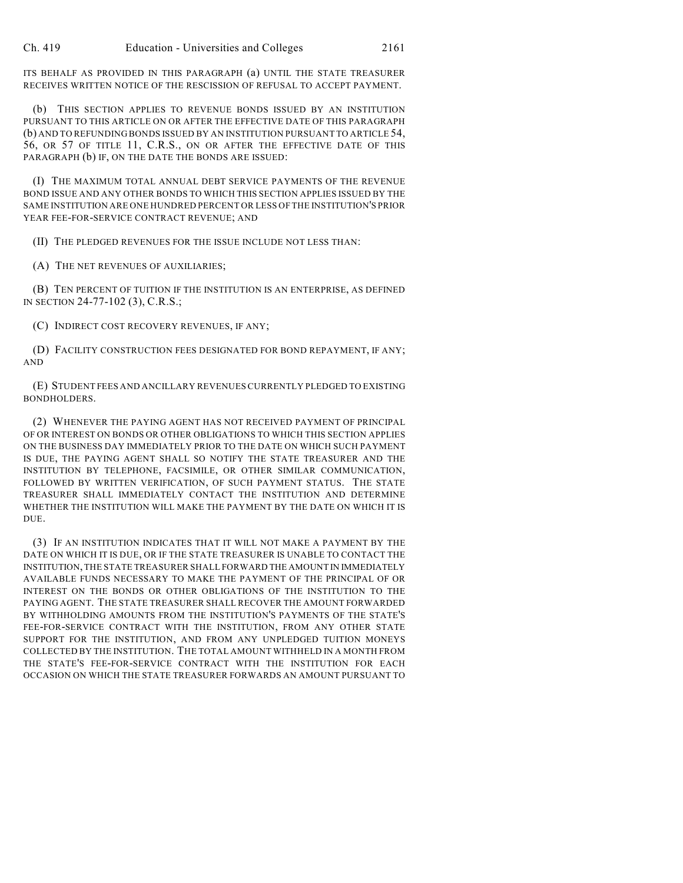ITS BEHALF AS PROVIDED IN THIS PARAGRAPH (a) UNTIL THE STATE TREASURER RECEIVES WRITTEN NOTICE OF THE RESCISSION OF REFUSAL TO ACCEPT PAYMENT.

(b) THIS SECTION APPLIES TO REVENUE BONDS ISSUED BY AN INSTITUTION PURSUANT TO THIS ARTICLE ON OR AFTER THE EFFECTIVE DATE OF THIS PARAGRAPH (b) AND TO REFUNDING BONDS ISSUED BY AN INSTITUTION PURSUANT TO ARTICLE 54, 56, OR 57 OF TITLE 11, C.R.S., ON OR AFTER THE EFFECTIVE DATE OF THIS PARAGRAPH (b) IF, ON THE DATE THE BONDS ARE ISSUED:

(I) THE MAXIMUM TOTAL ANNUAL DEBT SERVICE PAYMENTS OF THE REVENUE BOND ISSUE AND ANY OTHER BONDS TO WHICH THIS SECTION APPLIES ISSUED BY THE SAME INSTITUTION ARE ONE HUNDRED PERCENT OR LESS OF THE INSTITUTION'S PRIOR YEAR FEE-FOR-SERVICE CONTRACT REVENUE; AND

(II) THE PLEDGED REVENUES FOR THE ISSUE INCLUDE NOT LESS THAN:

(A) THE NET REVENUES OF AUXILIARIES;

(B) TEN PERCENT OF TUITION IF THE INSTITUTION IS AN ENTERPRISE, AS DEFINED IN SECTION 24-77-102 (3), C.R.S.;

(C) INDIRECT COST RECOVERY REVENUES, IF ANY;

(D) FACILITY CONSTRUCTION FEES DESIGNATED FOR BOND REPAYMENT, IF ANY; AND

(E) STUDENT FEES AND ANCILLARY REVENUES CURRENTLY PLEDGED TO EXISTING BONDHOLDERS.

(2) WHENEVER THE PAYING AGENT HAS NOT RECEIVED PAYMENT OF PRINCIPAL OF OR INTEREST ON BONDS OR OTHER OBLIGATIONS TO WHICH THIS SECTION APPLIES ON THE BUSINESS DAY IMMEDIATELY PRIOR TO THE DATE ON WHICH SUCH PAYMENT IS DUE, THE PAYING AGENT SHALL SO NOTIFY THE STATE TREASURER AND THE INSTITUTION BY TELEPHONE, FACSIMILE, OR OTHER SIMILAR COMMUNICATION, FOLLOWED BY WRITTEN VERIFICATION, OF SUCH PAYMENT STATUS. THE STATE TREASURER SHALL IMMEDIATELY CONTACT THE INSTITUTION AND DETERMINE WHETHER THE INSTITUTION WILL MAKE THE PAYMENT BY THE DATE ON WHICH IT IS DUE.

(3) IF AN INSTITUTION INDICATES THAT IT WILL NOT MAKE A PAYMENT BY THE DATE ON WHICH IT IS DUE, OR IF THE STATE TREASURER IS UNABLE TO CONTACT THE INSTITUTION, THE STATE TREASURER SHALL FORWARD THE AMOUNT IN IMMEDIATELY AVAILABLE FUNDS NECESSARY TO MAKE THE PAYMENT OF THE PRINCIPAL OF OR INTEREST ON THE BONDS OR OTHER OBLIGATIONS OF THE INSTITUTION TO THE PAYING AGENT. THE STATE TREASURER SHALL RECOVER THE AMOUNT FORWARDED BY WITHHOLDING AMOUNTS FROM THE INSTITUTION'S PAYMENTS OF THE STATE'S FEE-FOR-SERVICE CONTRACT WITH THE INSTITUTION, FROM ANY OTHER STATE SUPPORT FOR THE INSTITUTION, AND FROM ANY UNPLEDGED TUITION MONEYS COLLECTED BY THE INSTITUTION. THE TOTAL AMOUNT WITHHELD IN A MONTH FROM THE STATE'S FEE-FOR-SERVICE CONTRACT WITH THE INSTITUTION FOR EACH OCCASION ON WHICH THE STATE TREASURER FORWARDS AN AMOUNT PURSUANT TO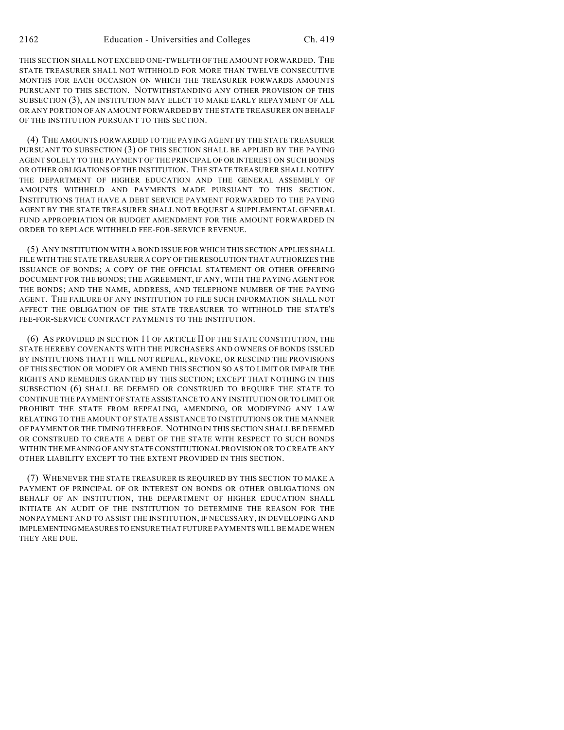THIS SECTION SHALL NOT EXCEED ONE-TWELFTH OF THE AMOUNT FORWARDED. THE STATE TREASURER SHALL NOT WITHHOLD FOR MORE THAN TWELVE CONSECUTIVE MONTHS FOR EACH OCCASION ON WHICH THE TREASURER FORWARDS AMOUNTS PURSUANT TO THIS SECTION. NOTWITHSTANDING ANY OTHER PROVISION OF THIS SUBSECTION (3), AN INSTITUTION MAY ELECT TO MAKE EARLY REPAYMENT OF ALL OR ANY PORTION OF AN AMOUNT FORWARDED BY THE STATE TREASURER ON BEHALF OF THE INSTITUTION PURSUANT TO THIS SECTION.

(4) THE AMOUNTS FORWARDED TO THE PAYING AGENT BY THE STATE TREASURER PURSUANT TO SUBSECTION (3) OF THIS SECTION SHALL BE APPLIED BY THE PAYING AGENT SOLELY TO THE PAYMENT OF THE PRINCIPAL OF OR INTEREST ON SUCH BONDS OR OTHER OBLIGATIONS OF THE INSTITUTION. THE STATE TREASURER SHALL NOTIFY THE DEPARTMENT OF HIGHER EDUCATION AND THE GENERAL ASSEMBLY OF AMOUNTS WITHHELD AND PAYMENTS MADE PURSUANT TO THIS SECTION. INSTITUTIONS THAT HAVE A DEBT SERVICE PAYMENT FORWARDED TO THE PAYING AGENT BY THE STATE TREASURER SHALL NOT REQUEST A SUPPLEMENTAL GENERAL FUND APPROPRIATION OR BUDGET AMENDMENT FOR THE AMOUNT FORWARDED IN ORDER TO REPLACE WITHHELD FEE-FOR-SERVICE REVENUE.

(5) ANY INSTITUTION WITH A BOND ISSUE FOR WHICH THIS SECTION APPLIES SHALL FILE WITH THE STATE TREASURER A COPY OF THE RESOLUTION THAT AUTHORIZES THE ISSUANCE OF BONDS; A COPY OF THE OFFICIAL STATEMENT OR OTHER OFFERING DOCUMENT FOR THE BONDS; THE AGREEMENT, IF ANY, WITH THE PAYING AGENT FOR THE BONDS; AND THE NAME, ADDRESS, AND TELEPHONE NUMBER OF THE PAYING AGENT. THE FAILURE OF ANY INSTITUTION TO FILE SUCH INFORMATION SHALL NOT AFFECT THE OBLIGATION OF THE STATE TREASURER TO WITHHOLD THE STATE'S FEE-FOR-SERVICE CONTRACT PAYMENTS TO THE INSTITUTION.

(6) AS PROVIDED IN SECTION 11 OF ARTICLE II OF THE STATE CONSTITUTION, THE STATE HEREBY COVENANTS WITH THE PURCHASERS AND OWNERS OF BONDS ISSUED BY INSTITUTIONS THAT IT WILL NOT REPEAL, REVOKE, OR RESCIND THE PROVISIONS OF THIS SECTION OR MODIFY OR AMEND THIS SECTION SO AS TO LIMIT OR IMPAIR THE RIGHTS AND REMEDIES GRANTED BY THIS SECTION; EXCEPT THAT NOTHING IN THIS SUBSECTION (6) SHALL BE DEEMED OR CONSTRUED TO REQUIRE THE STATE TO CONTINUE THE PAYMENT OF STATE ASSISTANCE TO ANY INSTITUTION OR TO LIMIT OR PROHIBIT THE STATE FROM REPEALING, AMENDING, OR MODIFYING ANY LAW RELATING TO THE AMOUNT OF STATE ASSISTANCE TO INSTITUTIONS OR THE MANNER OF PAYMENT OR THE TIMING THEREOF. NOTHING IN THIS SECTION SHALL BE DEEMED OR CONSTRUED TO CREATE A DEBT OF THE STATE WITH RESPECT TO SUCH BONDS WITHIN THE MEANING OF ANY STATE CONSTITUTIONAL PROVISION OR TO CREATE ANY OTHER LIABILITY EXCEPT TO THE EXTENT PROVIDED IN THIS SECTION.

(7) WHENEVER THE STATE TREASURER IS REQUIRED BY THIS SECTION TO MAKE A PAYMENT OF PRINCIPAL OF OR INTEREST ON BONDS OR OTHER OBLIGATIONS ON BEHALF OF AN INSTITUTION, THE DEPARTMENT OF HIGHER EDUCATION SHALL INITIATE AN AUDIT OF THE INSTITUTION TO DETERMINE THE REASON FOR THE NONPAYMENT AND TO ASSIST THE INSTITUTION, IF NECESSARY, IN DEVELOPING AND IMPLEMENTING MEASURES TO ENSURE THAT FUTURE PAYMENTS WILL BE MADE WHEN THEY ARE DUE.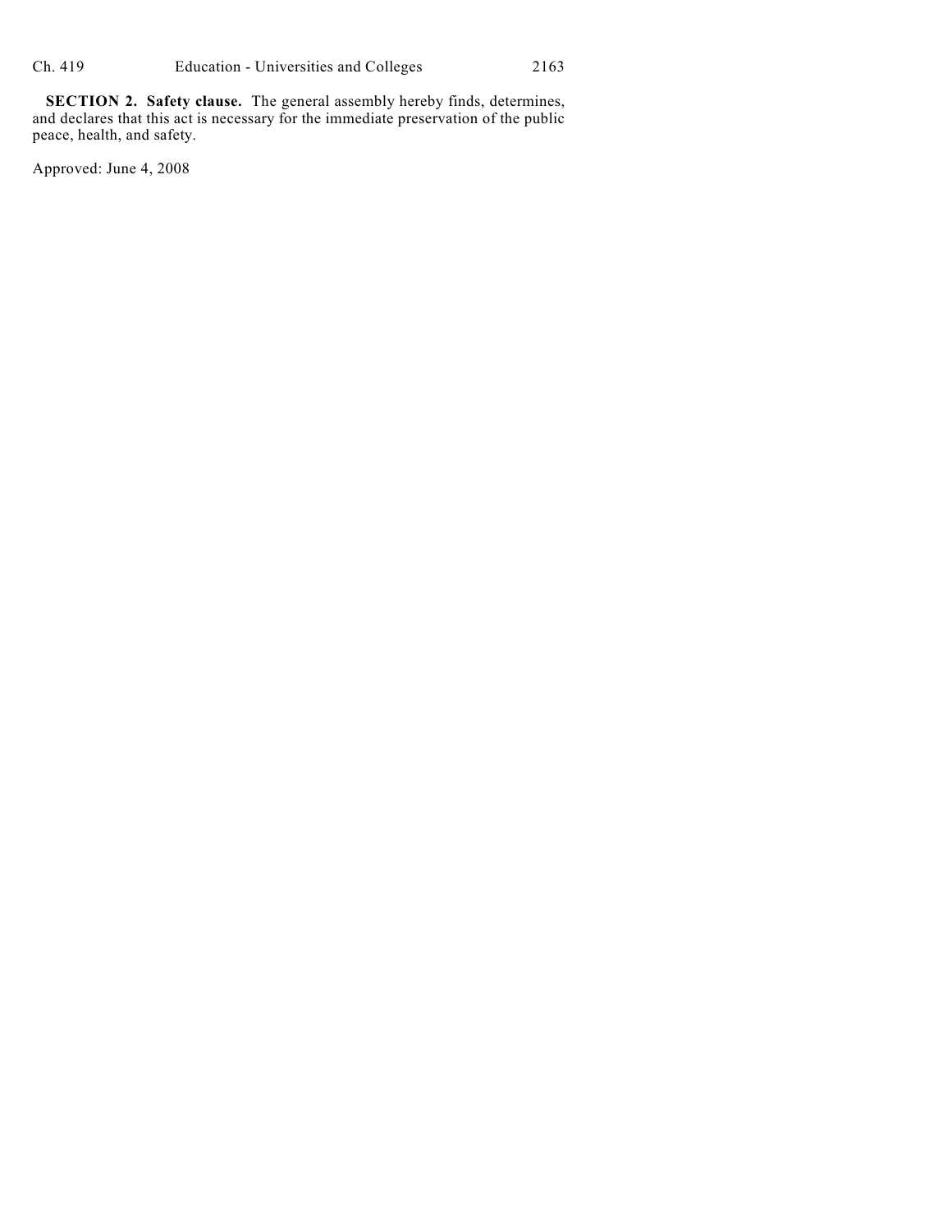**SECTION 2. Safety clause.** The general assembly hereby finds, determines, and declares that this act is necessary for the immediate preservation of the public peace, health, and safety.

Approved: June 4, 2008